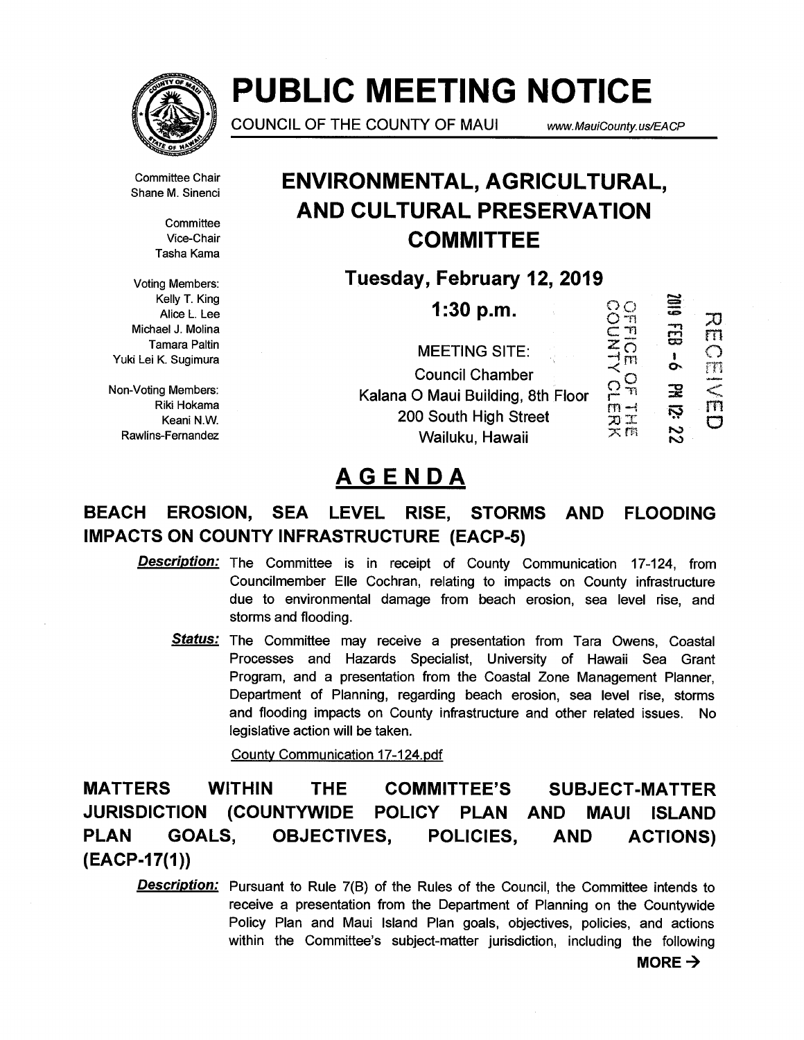# PUBLIC MEETING NOTICE

COUNCIL OF THE COUNTY OF MAUI www.MauiCounty.us/EACP

Committee Chair
Shane M. Sinenci

Committee
Vice-Chair
Tasha Kama

Voting Members:
Kelly T. King
Alice L. Lee
Michael J. Molina
Tamara Paltin
Yuki Lei K. Sugimura

Non-Voting Members:
Riki Hokama
Keani N.W. Rawlins-Fernandez

## ENVIRONMENTAL, AGRICULTURAL, AND CULTURAL PRESERVATION COMMITTEE

**Tuesday, February 12, 2019**

**1:30 p.m.**

MEETING SITE:
Council Chamber
Kalana O Maui Building, 8th Floor
200 South High Street
Wailuku, Hawaii

OFFICE OF THE COUNTY CLERK
2019 FEB -6 PM 12: 22
RECEIVED

# AGENDA

## BEACH EROSION, SEA LEVEL RISE, STORMS AND FLOODING IMPACTS ON COUNTY INFRASTRUCTURE (EACP-5)

***Description:*** The Committee is in receipt of County Communication 17-124, from Councilmember Elle Cochran, relating to impacts on County infrastructure due to environmental damage from beach erosion, sea level rise, and storms and flooding.

***Status:*** The Committee may receive a presentation from Tara Owens, Coastal Processes and Hazards Specialist, University of Hawaii Sea Grant Program, and a presentation from the Coastal Zone Management Planner, Department of Planning, regarding beach erosion, sea level rise, storms and flooding impacts on County infrastructure and other related issues. No legislative action will be taken.

County Communication 17-124.pdf

## MATTERS WITHIN THE COMMITTEE'S SUBJECT-MATTER JURISDICTION (COUNTYWIDE POLICY PLAN AND MAUI ISLAND PLAN GOALS, OBJECTIVES, POLICIES, AND ACTIONS) (EACP-17(1))

***Description:*** Pursuant to Rule 7(B) of the Rules of the Council, the Committee intends to receive a presentation from the Department of Planning on the Countywide Policy Plan and Maui Island Plan goals, objectives, policies, and actions within the Committee's subject-matter jurisdiction, including the following

**MORE →**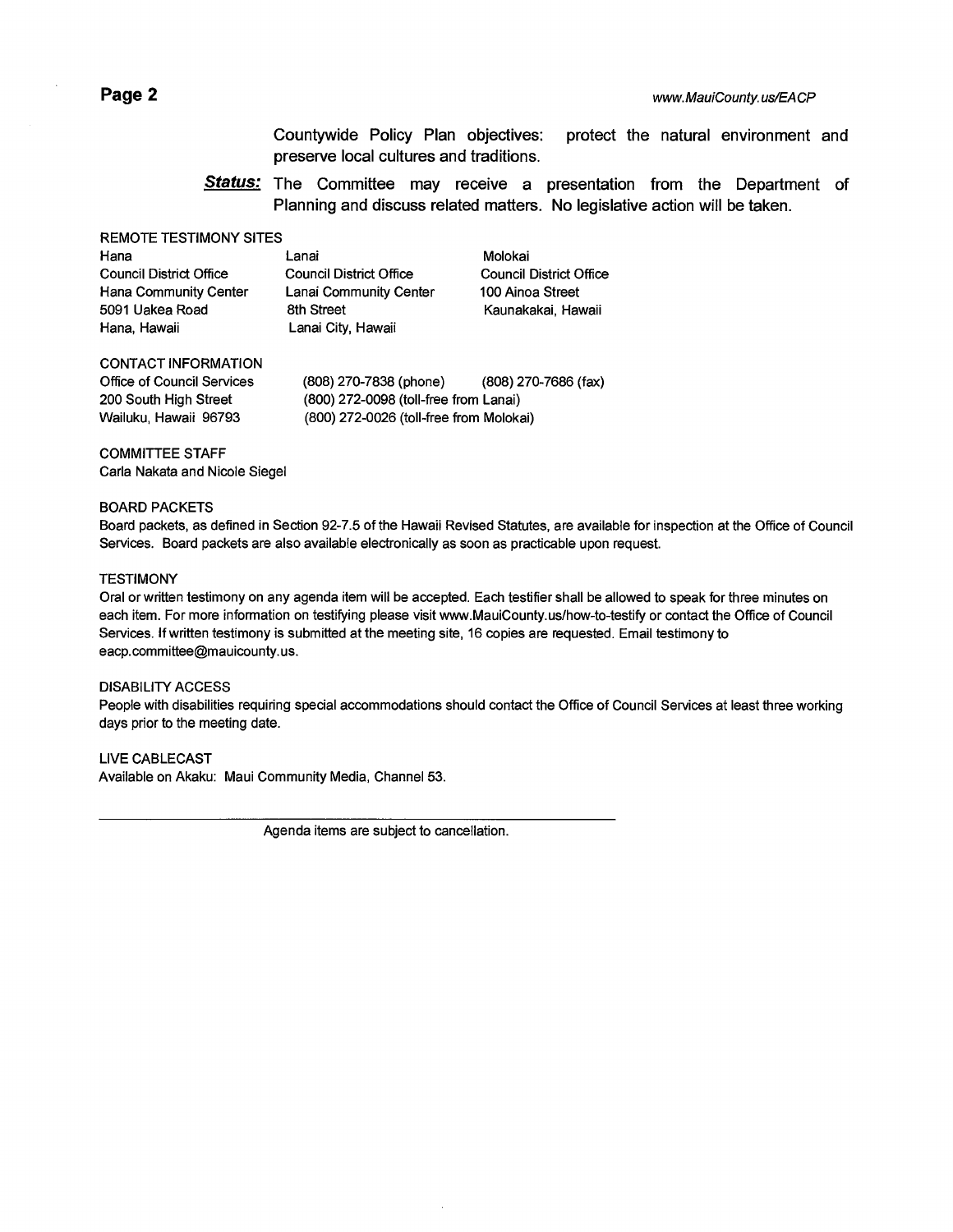Countywide Policy Plan objectives: protect the natural environment and preserve local cultures and traditions.

***Status:*** The Committee may receive a presentation from the Department of Planning and discuss related matters. No legislative action will be taken.

REMOTE TESTIMONY SITES

| | | |
|---|---|---|
| Hana | Lanai | Molokai |
| Council District Office | Council District Office | Council District Office |
| Hana Community Center | Lanai Community Center | 100 Ainoa Street |
| 5091 Uakea Road | 8th Street | Kaunakakai, Hawaii |
| Hana, Hawaii | Lanai City, Hawaii | |

CONTACT INFORMATION

| | | |
|---|---|---|
| Office of Council Services | (808) 270-7838 (phone) | (808) 270-7686 (fax) |
| 200 South High Street | (800) 272-0098 (toll-free from Lanai) | |
| Wailuku, Hawaii 96793 | (800) 272-0026 (toll-free from Molokai) | |

COMMITTEE STAFF
Carla Nakata and Nicole Siegel

BOARD PACKETS
Board packets, as defined in Section 92-7.5 of the Hawaii Revised Statutes, are available for inspection at the Office of Council Services. Board packets are also available electronically as soon as practicable upon request.

TESTIMONY
Oral or written testimony on any agenda item will be accepted. Each testifier shall be allowed to speak for three minutes on each item. For more information on testifying please visit www.MauiCounty.us/how-to-testify or contact the Office of Council Services. If written testimony is submitted at the meeting site, 16 copies are requested. Email testimony to eacp.committee@mauicounty.us.

DISABILITY ACCESS
People with disabilities requiring special accommodations should contact the Office of Council Services at least three working days prior to the meeting date.

LIVE CABLECAST
Available on Akaku: Maui Community Media, Channel 53.

---

Agenda items are subject to cancellation.